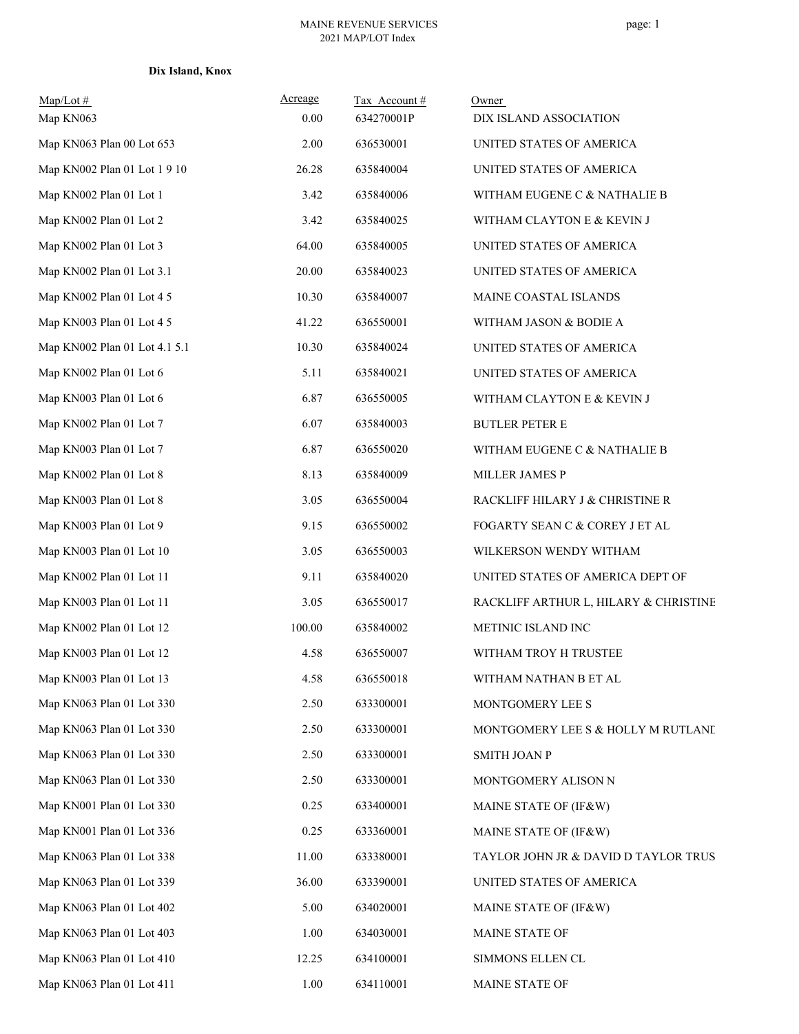**Dix Island, Knox**

| Map/Lot # | Acreage | Tax Account # | Owner |
|---|---|---|---|
| Map KN063 | 0.00 | 634270001P | DIX ISLAND ASSOCIATION |
| Map KN063 Plan 00 Lot 653 | 2.00 | 636530001 | UNITED STATES OF AMERICA |
| Map KN002 Plan 01 Lot 1 9 10 | 26.28 | 635840004 | UNITED STATES OF AMERICA |
| Map KN002 Plan 01 Lot 1 | 3.42 | 635840006 | WITHAM EUGENE C & NATHALIE B |
| Map KN002 Plan 01 Lot 2 | 3.42 | 635840025 | WITHAM CLAYTON E & KEVIN J |
| Map KN002 Plan 01 Lot 3 | 64.00 | 635840005 | UNITED STATES OF AMERICA |
| Map KN002 Plan 01 Lot 3.1 | 20.00 | 635840023 | UNITED STATES OF AMERICA |
| Map KN002 Plan 01 Lot 4 5 | 10.30 | 635840007 | MAINE COASTAL ISLANDS |
| Map KN003 Plan 01 Lot 4 5 | 41.22 | 636550001 | WITHAM JASON & BODIE A |
| Map KN002 Plan 01 Lot 4.1 5.1 | 10.30 | 635840024 | UNITED STATES OF AMERICA |
| Map KN002 Plan 01 Lot 6 | 5.11 | 635840021 | UNITED STATES OF AMERICA |
| Map KN003 Plan 01 Lot 6 | 6.87 | 636550005 | WITHAM CLAYTON E & KEVIN J |
| Map KN002 Plan 01 Lot 7 | 6.07 | 635840003 | BUTLER PETER E |
| Map KN003 Plan 01 Lot 7 | 6.87 | 636550020 | WITHAM EUGENE C & NATHALIE B |
| Map KN002 Plan 01 Lot 8 | 8.13 | 635840009 | MILLER JAMES P |
| Map KN003 Plan 01 Lot 8 | 3.05 | 636550004 | RACKLIFF HILARY J & CHRISTINE R |
| Map KN003 Plan 01 Lot 9 | 9.15 | 636550002 | FOGARTY SEAN C & COREY J ET AL |
| Map KN003 Plan 01 Lot 10 | 3.05 | 636550003 | WILKERSON WENDY WITHAM |
| Map KN002 Plan 01 Lot 11 | 9.11 | 635840020 | UNITED STATES OF AMERICA DEPT OF |
| Map KN003 Plan 01 Lot 11 | 3.05 | 636550017 | RACKLIFF ARTHUR L, HILARY & CHRISTINE |
| Map KN002 Plan 01 Lot 12 | 100.00 | 635840002 | METINIC ISLAND INC |
| Map KN003 Plan 01 Lot 12 | 4.58 | 636550007 | WITHAM TROY H TRUSTEE |
| Map KN003 Plan 01 Lot 13 | 4.58 | 636550018 | WITHAM NATHAN B ET AL |
| Map KN063 Plan 01 Lot 330 | 2.50 | 633300001 | MONTGOMERY LEE S |
| Map KN063 Plan 01 Lot 330 | 2.50 | 633300001 | MONTGOMERY LEE S & HOLLY M RUTLANI |
| Map KN063 Plan 01 Lot 330 | 2.50 | 633300001 | SMITH JOAN P |
| Map KN063 Plan 01 Lot 330 | 2.50 | 633300001 | MONTGOMERY ALISON N |
| Map KN001 Plan 01 Lot 330 | 0.25 | 633400001 | MAINE STATE OF (IF&W) |
| Map KN001 Plan 01 Lot 336 | 0.25 | 633360001 | MAINE STATE OF (IF&W) |
| Map KN063 Plan 01 Lot 338 | 11.00 | 633380001 | TAYLOR JOHN JR & DAVID D TAYLOR TRUS |
| Map KN063 Plan 01 Lot 339 | 36.00 | 633390001 | UNITED STATES OF AMERICA |
| Map KN063 Plan 01 Lot 402 | 5.00 | 634020001 | MAINE STATE OF (IF&W) |
| Map KN063 Plan 01 Lot 403 | 1.00 | 634030001 | MAINE STATE OF |
| Map KN063 Plan 01 Lot 410 | 12.25 | 634100001 | SIMMONS ELLEN CL |
| Map KN063 Plan 01 Lot 411 | 1.00 | 634110001 | MAINE STATE OF |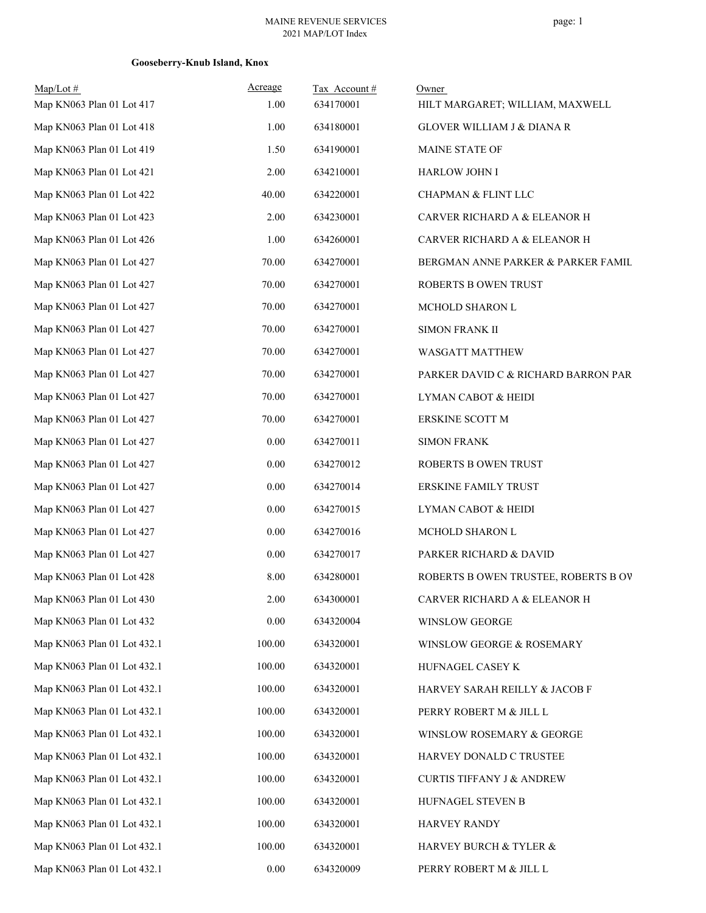**Gooseberry-Knub Island, Knox**

| Map/Lot # | Acreage | Tax Account # | Owner |
|---|---|---|---|
| Map KN063 Plan 01 Lot 417 | 1.00 | 634170001 | HILT MARGARET; WILLIAM, MAXWELL |
| Map KN063 Plan 01 Lot 418 | 1.00 | 634180001 | GLOVER WILLIAM J & DIANA R |
| Map KN063 Plan 01 Lot 419 | 1.50 | 634190001 | MAINE STATE OF |
| Map KN063 Plan 01 Lot 421 | 2.00 | 634210001 | HARLOW JOHN I |
| Map KN063 Plan 01 Lot 422 | 40.00 | 634220001 | CHAPMAN & FLINT LLC |
| Map KN063 Plan 01 Lot 423 | 2.00 | 634230001 | CARVER RICHARD A & ELEANOR H |
| Map KN063 Plan 01 Lot 426 | 1.00 | 634260001 | CARVER RICHARD A & ELEANOR H |
| Map KN063 Plan 01 Lot 427 | 70.00 | 634270001 | BERGMAN ANNE PARKER & PARKER FAMIL |
| Map KN063 Plan 01 Lot 427 | 70.00 | 634270001 | ROBERTS B OWEN TRUST |
| Map KN063 Plan 01 Lot 427 | 70.00 | 634270001 | MCHOLD SHARON L |
| Map KN063 Plan 01 Lot 427 | 70.00 | 634270001 | SIMON FRANK II |
| Map KN063 Plan 01 Lot 427 | 70.00 | 634270001 | WASGATT MATTHEW |
| Map KN063 Plan 01 Lot 427 | 70.00 | 634270001 | PARKER DAVID C & RICHARD BARRON PAR |
| Map KN063 Plan 01 Lot 427 | 70.00 | 634270001 | LYMAN CABOT & HEIDI |
| Map KN063 Plan 01 Lot 427 | 70.00 | 634270001 | ERSKINE SCOTT M |
| Map KN063 Plan 01 Lot 427 | 0.00 | 634270011 | SIMON FRANK |
| Map KN063 Plan 01 Lot 427 | 0.00 | 634270012 | ROBERTS B OWEN TRUST |
| Map KN063 Plan 01 Lot 427 | 0.00 | 634270014 | ERSKINE FAMILY TRUST |
| Map KN063 Plan 01 Lot 427 | 0.00 | 634270015 | LYMAN CABOT & HEIDI |
| Map KN063 Plan 01 Lot 427 | 0.00 | 634270016 | MCHOLD SHARON L |
| Map KN063 Plan 01 Lot 427 | 0.00 | 634270017 | PARKER RICHARD & DAVID |
| Map KN063 Plan 01 Lot 428 | 8.00 | 634280001 | ROBERTS B OWEN TRUSTEE, ROBERTS B OV |
| Map KN063 Plan 01 Lot 430 | 2.00 | 634300001 | CARVER RICHARD A & ELEANOR H |
| Map KN063 Plan 01 Lot 432 | 0.00 | 634320004 | WINSLOW GEORGE |
| Map KN063 Plan 01 Lot 432.1 | 100.00 | 634320001 | WINSLOW GEORGE & ROSEMARY |
| Map KN063 Plan 01 Lot 432.1 | 100.00 | 634320001 | HUFNAGEL CASEY K |
| Map KN063 Plan 01 Lot 432.1 | 100.00 | 634320001 | HARVEY SARAH REILLY & JACOB F |
| Map KN063 Plan 01 Lot 432.1 | 100.00 | 634320001 | PERRY ROBERT M & JILL L |
| Map KN063 Plan 01 Lot 432.1 | 100.00 | 634320001 | WINSLOW ROSEMARY & GEORGE |
| Map KN063 Plan 01 Lot 432.1 | 100.00 | 634320001 | HARVEY DONALD C TRUSTEE |
| Map KN063 Plan 01 Lot 432.1 | 100.00 | 634320001 | CURTIS TIFFANY J & ANDREW |
| Map KN063 Plan 01 Lot 432.1 | 100.00 | 634320001 | HUFNAGEL STEVEN B |
| Map KN063 Plan 01 Lot 432.1 | 100.00 | 634320001 | HARVEY RANDY |
| Map KN063 Plan 01 Lot 432.1 | 100.00 | 634320001 | HARVEY BURCH & TYLER & |
| Map KN063 Plan 01 Lot 432.1 | 0.00 | 634320009 | PERRY ROBERT M & JILL L |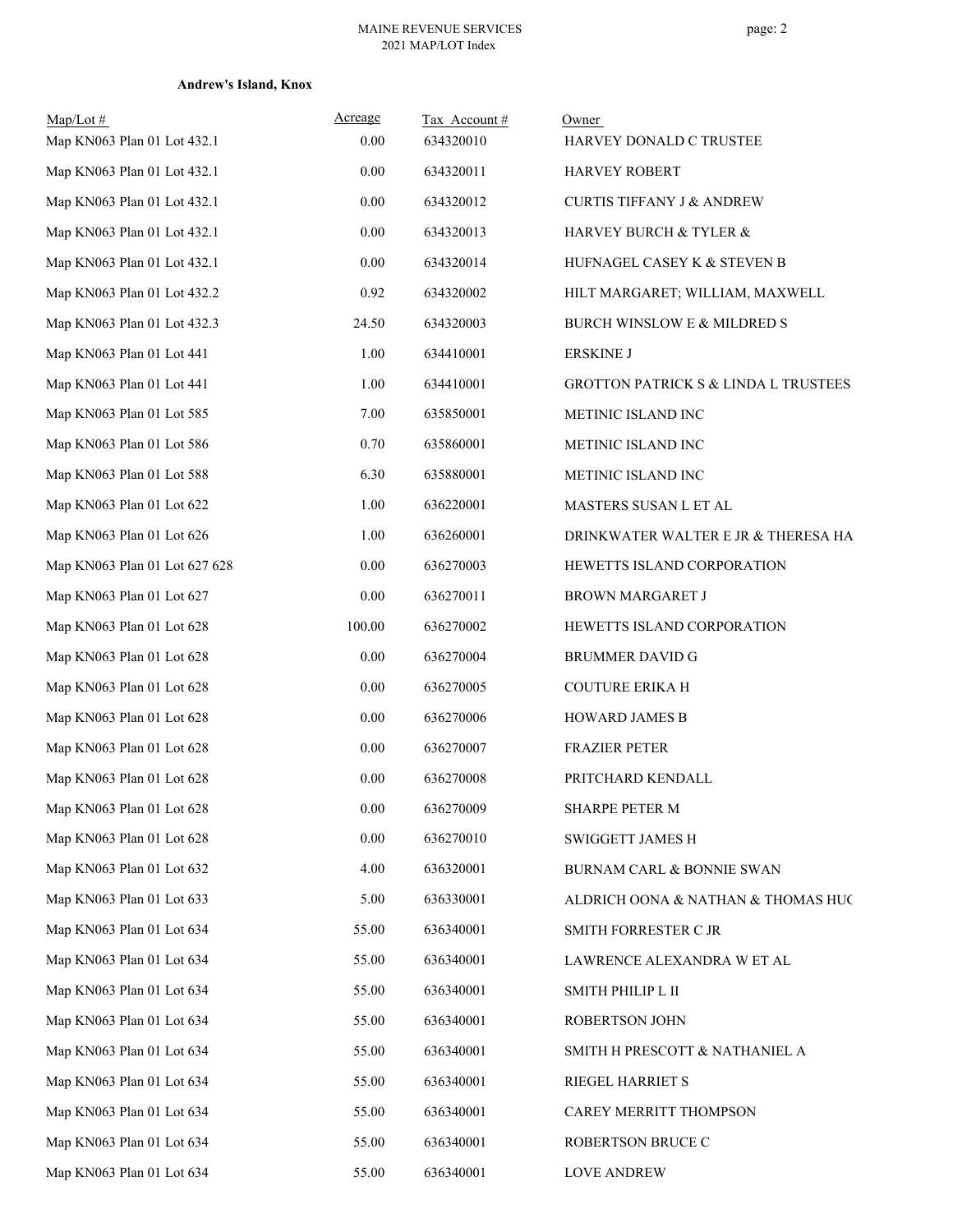**Andrew's Island, Knox**

| Map/Lot # | Acreage | Tax Account # | Owner |
|---|---|---|---|
| Map KN063 Plan 01 Lot 432.1 | 0.00 | 634320010 | HARVEY DONALD C TRUSTEE |
| Map KN063 Plan 01 Lot 432.1 | 0.00 | 634320011 | HARVEY ROBERT |
| Map KN063 Plan 01 Lot 432.1 | 0.00 | 634320012 | CURTIS TIFFANY J & ANDREW |
| Map KN063 Plan 01 Lot 432.1 | 0.00 | 634320013 | HARVEY BURCH & TYLER & |
| Map KN063 Plan 01 Lot 432.1 | 0.00 | 634320014 | HUFNAGEL CASEY K & STEVEN B |
| Map KN063 Plan 01 Lot 432.2 | 0.92 | 634320002 | HILT MARGARET; WILLIAM, MAXWELL |
| Map KN063 Plan 01 Lot 432.3 | 24.50 | 634320003 | BURCH WINSLOW E & MILDRED S |
| Map KN063 Plan 01 Lot 441 | 1.00 | 634410001 | ERSKINE J |
| Map KN063 Plan 01 Lot 441 | 1.00 | 634410001 | GROTTON PATRICK S & LINDA L TRUSTEES |
| Map KN063 Plan 01 Lot 585 | 7.00 | 635850001 | METINIC ISLAND INC |
| Map KN063 Plan 01 Lot 586 | 0.70 | 635860001 | METINIC ISLAND INC |
| Map KN063 Plan 01 Lot 588 | 6.30 | 635880001 | METINIC ISLAND INC |
| Map KN063 Plan 01 Lot 622 | 1.00 | 636220001 | MASTERS SUSAN L ET AL |
| Map KN063 Plan 01 Lot 626 | 1.00 | 636260001 | DRINKWATER WALTER E JR & THERESA HA |
| Map KN063 Plan 01 Lot 627 628 | 0.00 | 636270003 | HEWETTS ISLAND CORPORATION |
| Map KN063 Plan 01 Lot 627 | 0.00 | 636270011 | BROWN MARGARET J |
| Map KN063 Plan 01 Lot 628 | 100.00 | 636270002 | HEWETTS ISLAND CORPORATION |
| Map KN063 Plan 01 Lot 628 | 0.00 | 636270004 | BRUMMER DAVID G |
| Map KN063 Plan 01 Lot 628 | 0.00 | 636270005 | COUTURE ERIKA H |
| Map KN063 Plan 01 Lot 628 | 0.00 | 636270006 | HOWARD JAMES B |
| Map KN063 Plan 01 Lot 628 | 0.00 | 636270007 | FRAZIER PETER |
| Map KN063 Plan 01 Lot 628 | 0.00 | 636270008 | PRITCHARD KENDALL |
| Map KN063 Plan 01 Lot 628 | 0.00 | 636270009 | SHARPE PETER M |
| Map KN063 Plan 01 Lot 628 | 0.00 | 636270010 | SWIGGETT JAMES H |
| Map KN063 Plan 01 Lot 632 | 4.00 | 636320001 | BURNAM CARL & BONNIE SWAN |
| Map KN063 Plan 01 Lot 633 | 5.00 | 636330001 | ALDRICH OONA & NATHAN & THOMAS HUC |
| Map KN063 Plan 01 Lot 634 | 55.00 | 636340001 | SMITH FORRESTER C JR |
| Map KN063 Plan 01 Lot 634 | 55.00 | 636340001 | LAWRENCE ALEXANDRA W ET AL |
| Map KN063 Plan 01 Lot 634 | 55.00 | 636340001 | SMITH PHILIP L II |
| Map KN063 Plan 01 Lot 634 | 55.00 | 636340001 | ROBERTSON JOHN |
| Map KN063 Plan 01 Lot 634 | 55.00 | 636340001 | SMITH H PRESCOTT & NATHANIEL A |
| Map KN063 Plan 01 Lot 634 | 55.00 | 636340001 | RIEGEL HARRIET S |
| Map KN063 Plan 01 Lot 634 | 55.00 | 636340001 | CAREY MERRITT THOMPSON |
| Map KN063 Plan 01 Lot 634 | 55.00 | 636340001 | ROBERTSON BRUCE C |
| Map KN063 Plan 01 Lot 634 | 55.00 | 636340001 | LOVE ANDREW |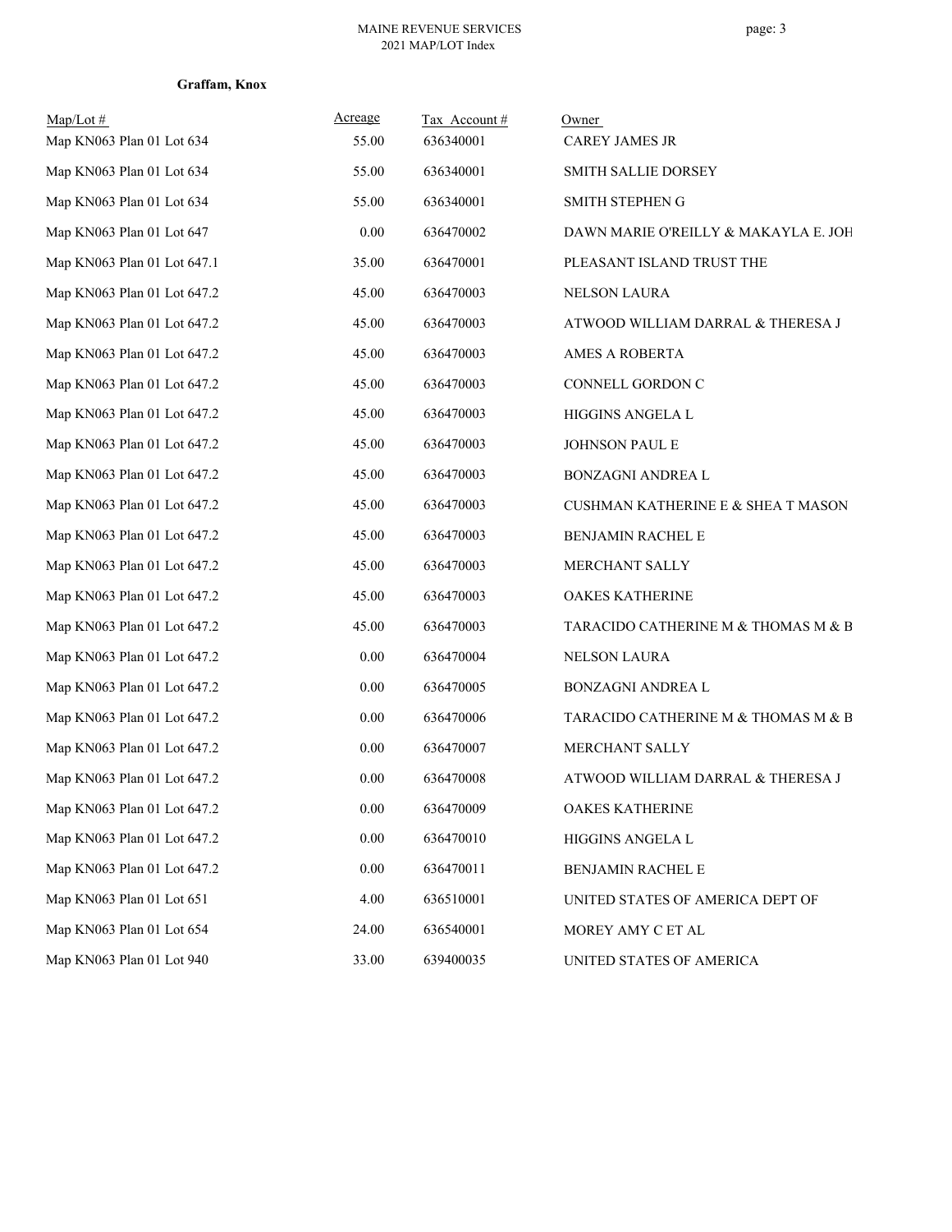**Graffam, Knox**

| Map/Lot # | Acreage | Tax Account # | Owner |
|---|---|---|---|
| Map KN063 Plan 01 Lot 634 | 55.00 | 636340001 | CAREY JAMES JR |
| Map KN063 Plan 01 Lot 634 | 55.00 | 636340001 | SMITH SALLIE DORSEY |
| Map KN063 Plan 01 Lot 634 | 55.00 | 636340001 | SMITH STEPHEN G |
| Map KN063 Plan 01 Lot 647 | 0.00 | 636470002 | DAWN MARIE O'REILLY & MAKAYLA E. JOH |
| Map KN063 Plan 01 Lot 647.1 | 35.00 | 636470001 | PLEASANT ISLAND TRUST THE |
| Map KN063 Plan 01 Lot 647.2 | 45.00 | 636470003 | NELSON LAURA |
| Map KN063 Plan 01 Lot 647.2 | 45.00 | 636470003 | ATWOOD WILLIAM DARRAL & THERESA J |
| Map KN063 Plan 01 Lot 647.2 | 45.00 | 636470003 | AMES A ROBERTA |
| Map KN063 Plan 01 Lot 647.2 | 45.00 | 636470003 | CONNELL GORDON C |
| Map KN063 Plan 01 Lot 647.2 | 45.00 | 636470003 | HIGGINS ANGELA L |
| Map KN063 Plan 01 Lot 647.2 | 45.00 | 636470003 | JOHNSON PAUL E |
| Map KN063 Plan 01 Lot 647.2 | 45.00 | 636470003 | BONZAGNI ANDREA L |
| Map KN063 Plan 01 Lot 647.2 | 45.00 | 636470003 | CUSHMAN KATHERINE E & SHEA T MASON |
| Map KN063 Plan 01 Lot 647.2 | 45.00 | 636470003 | BENJAMIN RACHEL E |
| Map KN063 Plan 01 Lot 647.2 | 45.00 | 636470003 | MERCHANT SALLY |
| Map KN063 Plan 01 Lot 647.2 | 45.00 | 636470003 | OAKES KATHERINE |
| Map KN063 Plan 01 Lot 647.2 | 45.00 | 636470003 | TARACIDO CATHERINE M & THOMAS M & B |
| Map KN063 Plan 01 Lot 647.2 | 0.00 | 636470004 | NELSON LAURA |
| Map KN063 Plan 01 Lot 647.2 | 0.00 | 636470005 | BONZAGNI ANDREA L |
| Map KN063 Plan 01 Lot 647.2 | 0.00 | 636470006 | TARACIDO CATHERINE M & THOMAS M & B |
| Map KN063 Plan 01 Lot 647.2 | 0.00 | 636470007 | MERCHANT SALLY |
| Map KN063 Plan 01 Lot 647.2 | 0.00 | 636470008 | ATWOOD WILLIAM DARRAL & THERESA J |
| Map KN063 Plan 01 Lot 647.2 | 0.00 | 636470009 | OAKES KATHERINE |
| Map KN063 Plan 01 Lot 647.2 | 0.00 | 636470010 | HIGGINS ANGELA L |
| Map KN063 Plan 01 Lot 647.2 | 0.00 | 636470011 | BENJAMIN RACHEL E |
| Map KN063 Plan 01 Lot 651 | 4.00 | 636510001 | UNITED STATES OF AMERICA DEPT OF |
| Map KN063 Plan 01 Lot 654 | 24.00 | 636540001 | MOREY AMY C ET AL |
| Map KN063 Plan 01 Lot 940 | 33.00 | 639400035 | UNITED STATES OF AMERICA |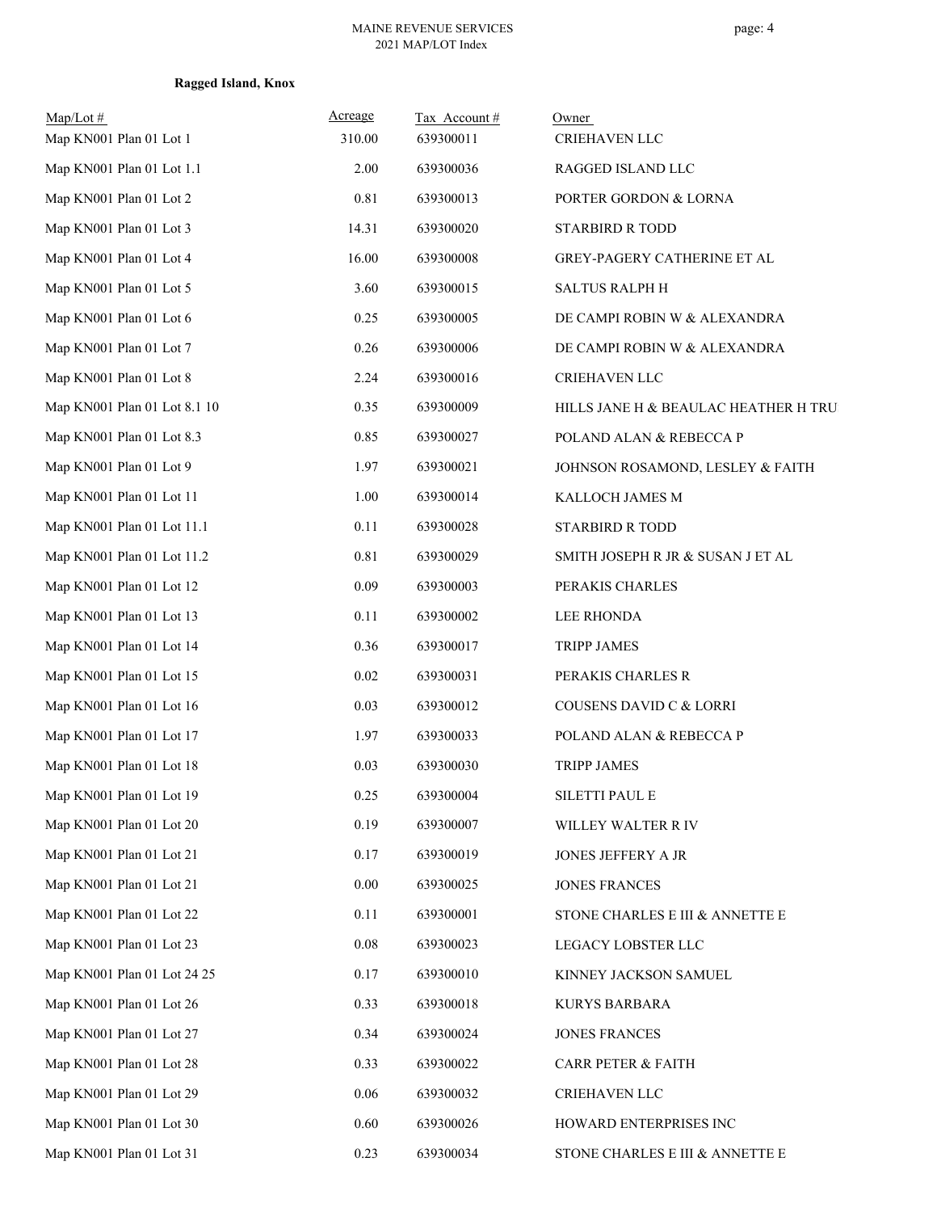**Ragged Island, Knox**

| Map/Lot # | Acreage | Tax Account # | Owner |
|---|---|---|---|
| Map KN001 Plan 01 Lot 1 | 310.00 | 639300011 | CRIEHAVEN LLC |
| Map KN001 Plan 01 Lot 1.1 | 2.00 | 639300036 | RAGGED ISLAND LLC |
| Map KN001 Plan 01 Lot 2 | 0.81 | 639300013 | PORTER GORDON & LORNA |
| Map KN001 Plan 01 Lot 3 | 14.31 | 639300020 | STARBIRD R TODD |
| Map KN001 Plan 01 Lot 4 | 16.00 | 639300008 | GREY-PAGERY CATHERINE ET AL |
| Map KN001 Plan 01 Lot 5 | 3.60 | 639300015 | SALTUS RALPH H |
| Map KN001 Plan 01 Lot 6 | 0.25 | 639300005 | DE CAMPI ROBIN W & ALEXANDRA |
| Map KN001 Plan 01 Lot 7 | 0.26 | 639300006 | DE CAMPI ROBIN W & ALEXANDRA |
| Map KN001 Plan 01 Lot 8 | 2.24 | 639300016 | CRIEHAVEN LLC |
| Map KN001 Plan 01 Lot 8.1 10 | 0.35 | 639300009 | HILLS JANE H & BEAULAC HEATHER H TRU |
| Map KN001 Plan 01 Lot 8.3 | 0.85 | 639300027 | POLAND ALAN & REBECCA P |
| Map KN001 Plan 01 Lot 9 | 1.97 | 639300021 | JOHNSON ROSAMOND, LESLEY & FAITH |
| Map KN001 Plan 01 Lot 11 | 1.00 | 639300014 | KALLOCH JAMES M |
| Map KN001 Plan 01 Lot 11.1 | 0.11 | 639300028 | STARBIRD R TODD |
| Map KN001 Plan 01 Lot 11.2 | 0.81 | 639300029 | SMITH JOSEPH R JR & SUSAN J ET AL |
| Map KN001 Plan 01 Lot 12 | 0.09 | 639300003 | PERAKIS CHARLES |
| Map KN001 Plan 01 Lot 13 | 0.11 | 639300002 | LEE RHONDA |
| Map KN001 Plan 01 Lot 14 | 0.36 | 639300017 | TRIPP JAMES |
| Map KN001 Plan 01 Lot 15 | 0.02 | 639300031 | PERAKIS CHARLES R |
| Map KN001 Plan 01 Lot 16 | 0.03 | 639300012 | COUSENS DAVID C & LORRI |
| Map KN001 Plan 01 Lot 17 | 1.97 | 639300033 | POLAND ALAN & REBECCA P |
| Map KN001 Plan 01 Lot 18 | 0.03 | 639300030 | TRIPP JAMES |
| Map KN001 Plan 01 Lot 19 | 0.25 | 639300004 | SILETTI PAUL E |
| Map KN001 Plan 01 Lot 20 | 0.19 | 639300007 | WILLEY WALTER R IV |
| Map KN001 Plan 01 Lot 21 | 0.17 | 639300019 | JONES JEFFERY A JR |
| Map KN001 Plan 01 Lot 21 | 0.00 | 639300025 | JONES FRANCES |
| Map KN001 Plan 01 Lot 22 | 0.11 | 639300001 | STONE CHARLES E III & ANNETTE E |
| Map KN001 Plan 01 Lot 23 | 0.08 | 639300023 | LEGACY LOBSTER LLC |
| Map KN001 Plan 01 Lot 24 25 | 0.17 | 639300010 | KINNEY JACKSON SAMUEL |
| Map KN001 Plan 01 Lot 26 | 0.33 | 639300018 | KURYS BARBARA |
| Map KN001 Plan 01 Lot 27 | 0.34 | 639300024 | JONES FRANCES |
| Map KN001 Plan 01 Lot 28 | 0.33 | 639300022 | CARR PETER & FAITH |
| Map KN001 Plan 01 Lot 29 | 0.06 | 639300032 | CRIEHAVEN LLC |
| Map KN001 Plan 01 Lot 30 | 0.60 | 639300026 | HOWARD ENTERPRISES INC |
| Map KN001 Plan 01 Lot 31 | 0.23 | 639300034 | STONE CHARLES E III & ANNETTE E |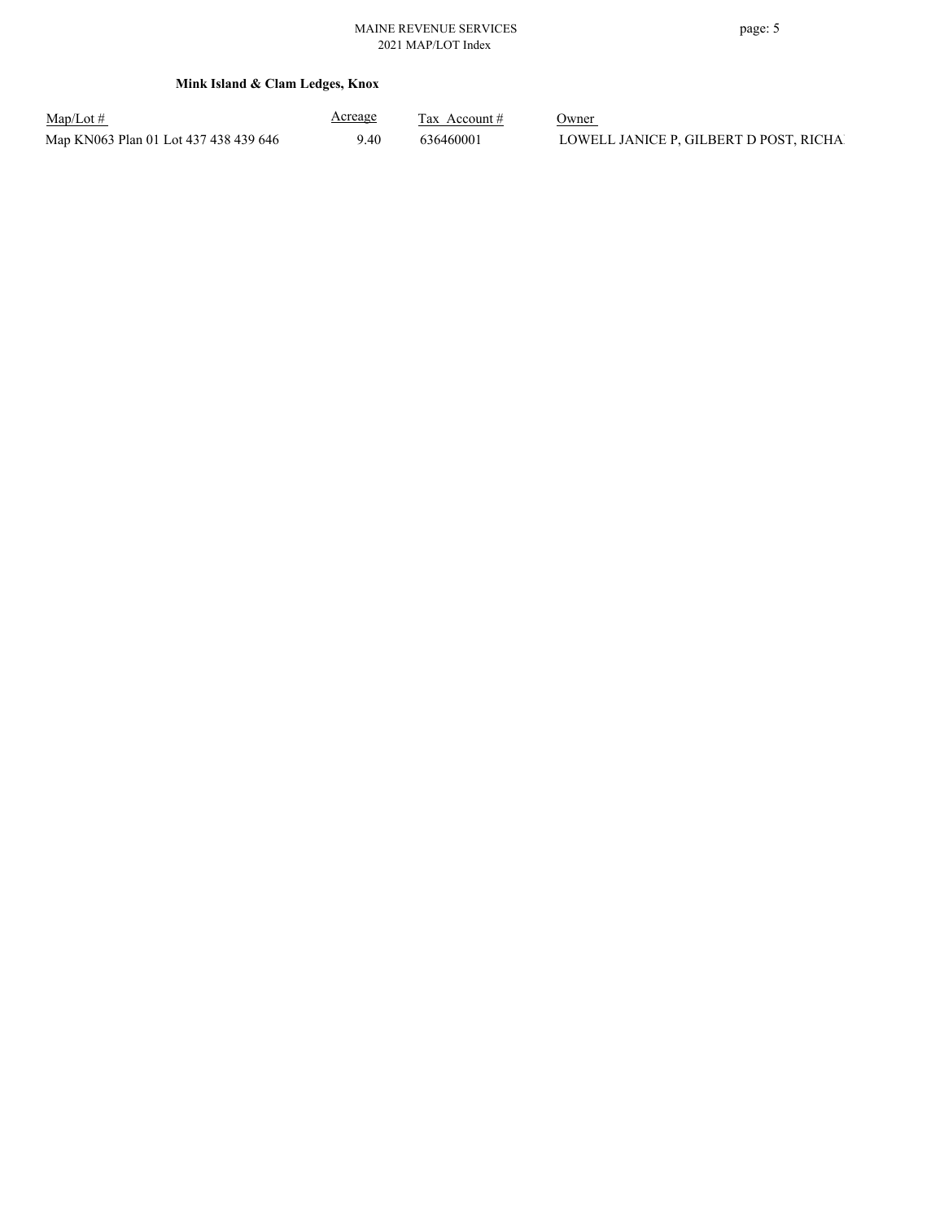### Mink Island & Clam Ledges, Knox

| Map/Lot # | Acreage | Tax Account # | Owner |
|---|---|---|---|
| Map KN063 Plan 01 Lot 437 438 439 646 | 9.40 | 636460001 | LOWELL JANICE P, GILBERT D POST, RICHA |